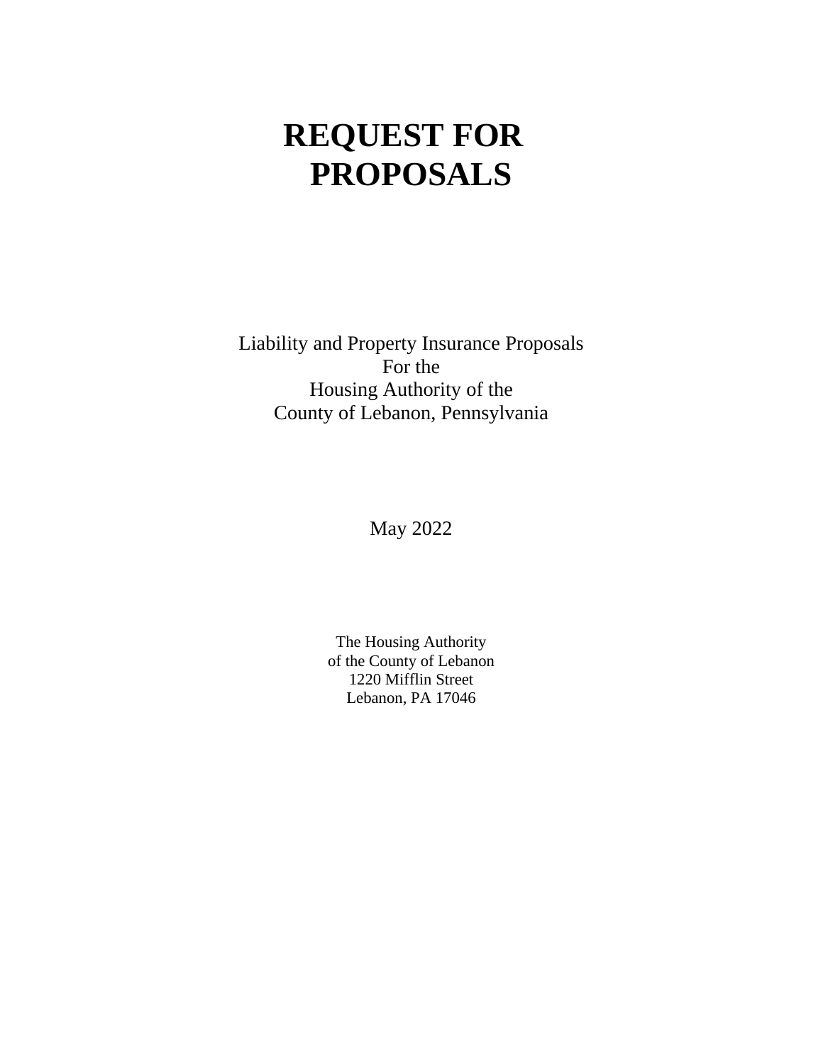# REQUEST FOR PROPOSALS

Liability and Property Insurance Proposals
For the
Housing Authority of the
County of Lebanon, Pennsylvania

May 2022

The Housing Authority
of the County of Lebanon
1220 Mifflin Street
Lebanon, PA 17046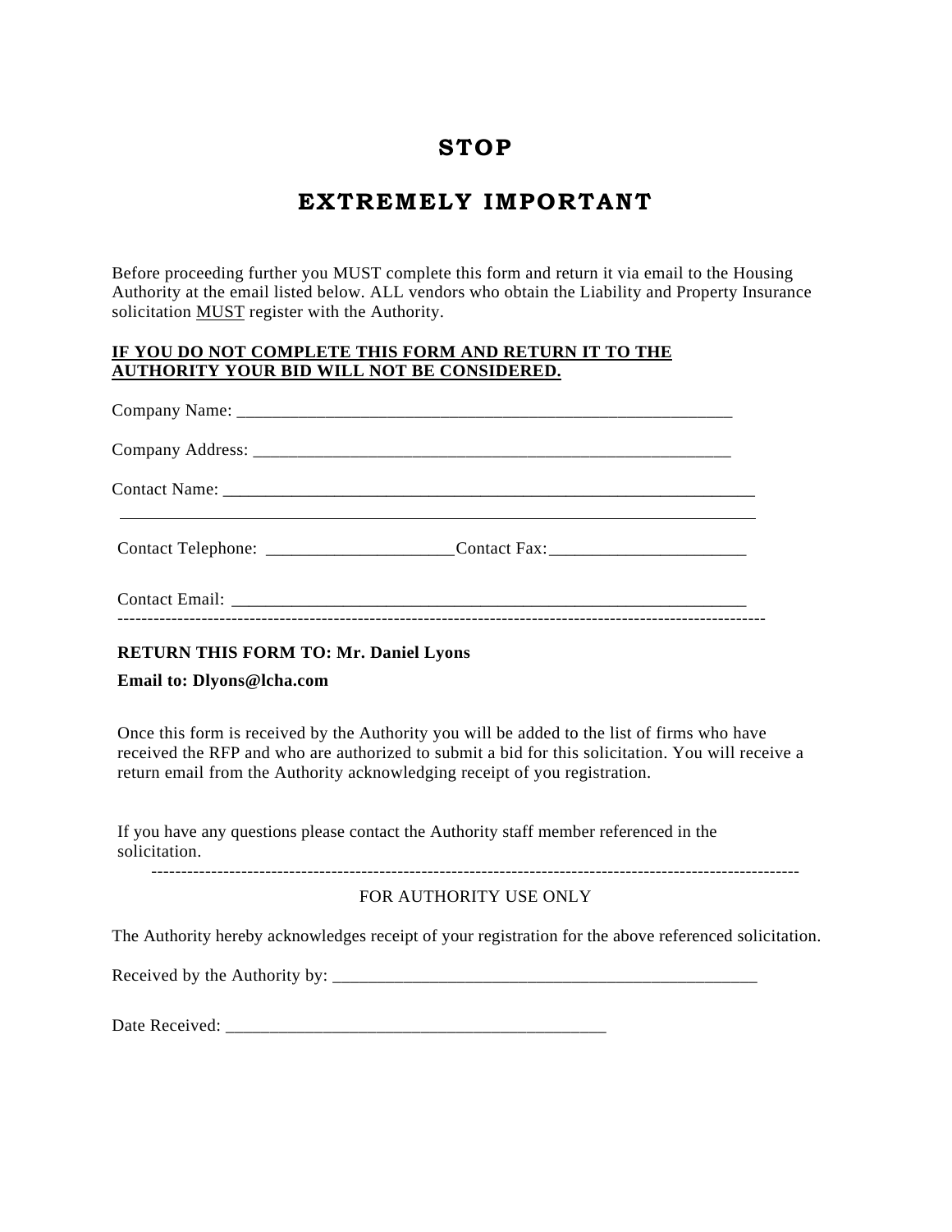# STOP

# EXTREMELY IMPORTANT

Before proceeding further you MUST complete this form and return it via email to the Housing Authority at the email listed below. ALL vendors who obtain the Liability and Property Insurance solicitation MUST register with the Authority.

**IF YOU DO NOT COMPLETE THIS FORM AND RETURN IT TO THE AUTHORITY YOUR BID WILL NOT BE CONSIDERED.**

Company Name: ___________________________________________________________

Company Address: _________________________________________________________

Contact Name: _____________________________________________________________

_____________________________________________________________________________

Contact Telephone: _____________________Contact Fax:______________________

Contact Email: ____________________________________________________________

---

**RETURN THIS FORM TO: Mr. Daniel Lyons**

**Email to: Dlyons@lcha.com**

Once this form is received by the Authority you will be added to the list of firms who have received the RFP and who are authorized to submit a bid for this solicitation. You will receive a return email from the Authority acknowledging receipt of you registration.

If you have any questions please contact the Authority staff member referenced in the solicitation.

---

FOR AUTHORITY USE ONLY

The Authority hereby acknowledges receipt of your registration for the above referenced solicitation.

Received by the Authority by: __________________________________________________

Date Received: ____________________________________________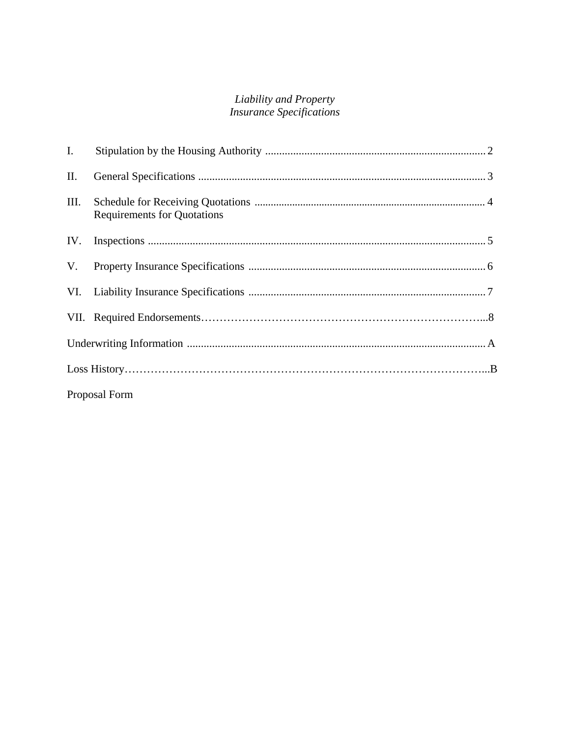*Liability and Property*
*Insurance Specifications*

| | | |
|---|---|---|
| I. | Stipulation by the Housing Authority | 2 |
| II. | General Specifications | 3 |
| III. | Schedule for Receiving Quotations<br>Requirements for Quotations | 4 |
| IV. | Inspections | 5 |
| V. | Property Insurance Specifications | 6 |
| VI. | Liability Insurance Specifications | 7 |
| VII. | Required Endorsements | 8 |
| | Underwriting Information | A |
| | Loss History | B |
| | Proposal Form | |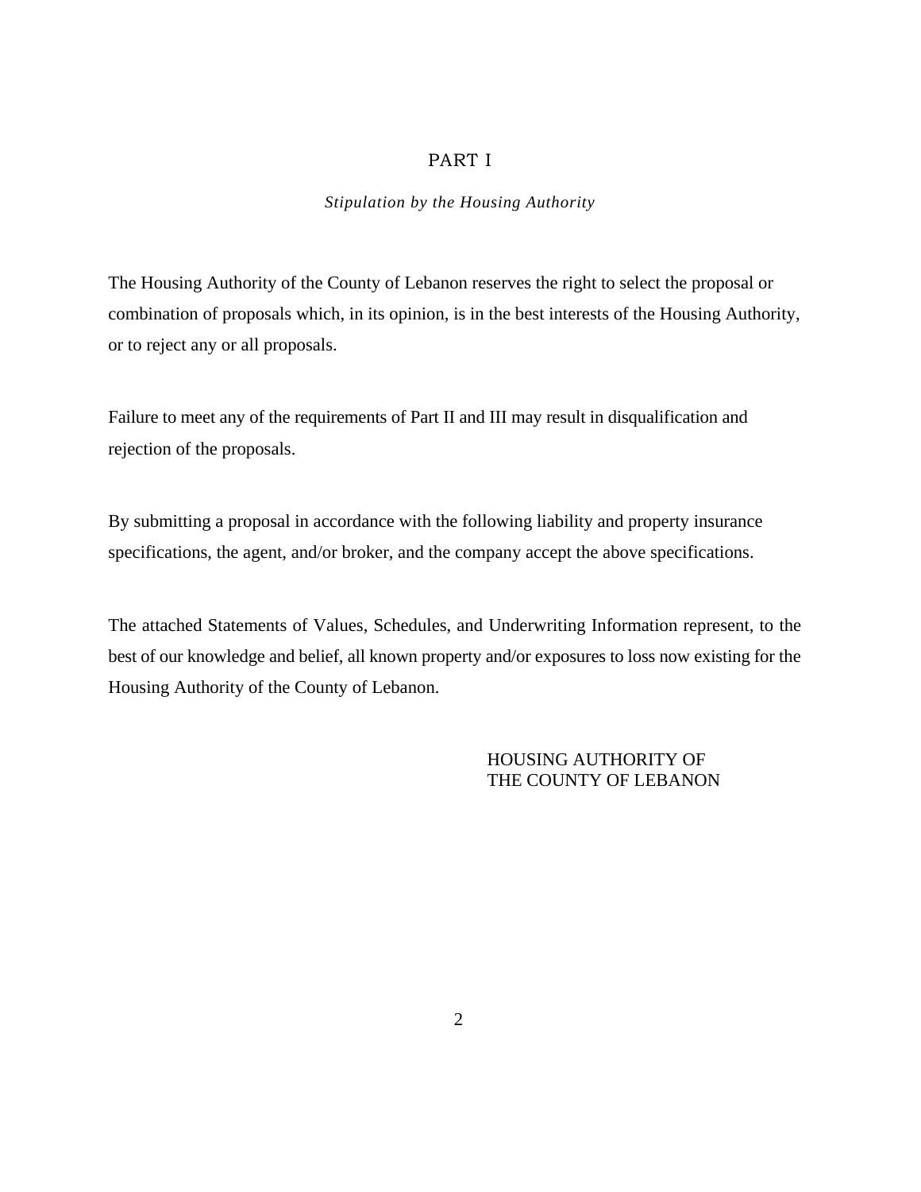# PART I

*Stipulation by the Housing Authority*

The Housing Authority of the County of Lebanon reserves the right to select the proposal or combination of proposals which, in its opinion, is in the best interests of the Housing Authority, or to reject any or all proposals.

Failure to meet any of the requirements of Part II and III may result in disqualification and rejection of the proposals.

By submitting a proposal in accordance with the following liability and property insurance specifications, the agent, and/or broker, and the company accept the above specifications.

The attached Statements of Values, Schedules, and Underwriting Information represent, to the best of our knowledge and belief, all known property and/or exposures to loss now existing for the Housing Authority of the County of Lebanon.

HOUSING AUTHORITY OF
THE COUNTY OF LEBANON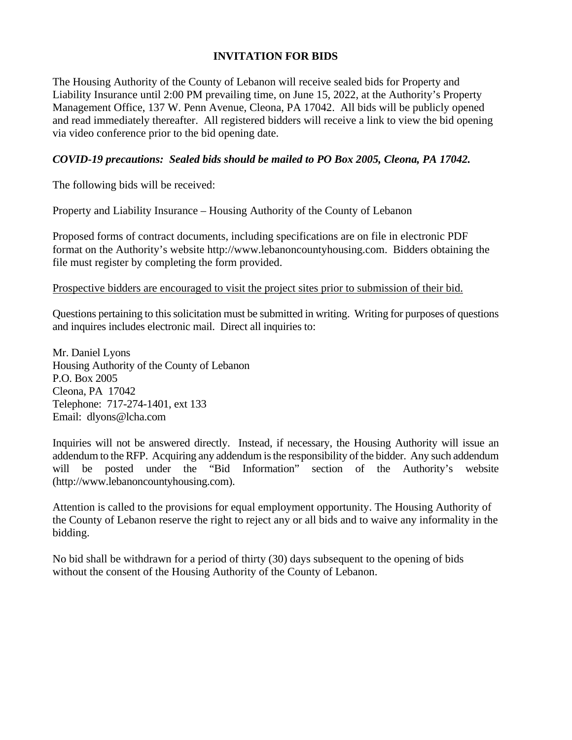# INVITATION FOR BIDS

The Housing Authority of the County of Lebanon will receive sealed bids for Property and Liability Insurance until 2:00 PM prevailing time, on June 15, 2022, at the Authority's Property Management Office, 137 W. Penn Avenue, Cleona, PA 17042. All bids will be publicly opened and read immediately thereafter. All registered bidders will receive a link to view the bid opening via video conference prior to the bid opening date.

***COVID-19 precautions: Sealed bids should be mailed to PO Box 2005, Cleona, PA 17042.***

The following bids will be received:

Property and Liability Insurance – Housing Authority of the County of Lebanon

Proposed forms of contract documents, including specifications are on file in electronic PDF format on the Authority's website http://www.lebanoncountyhousing.com. Bidders obtaining the file must register by completing the form provided.

<u>Prospective bidders are encouraged to visit the project sites prior to submission of their bid.</u>

Questions pertaining to this solicitation must be submitted in writing. Writing for purposes of questions and inquires includes electronic mail. Direct all inquiries to:

Mr. Daniel Lyons  
Housing Authority of the County of Lebanon  
P.O. Box 2005  
Cleona, PA 17042  
Telephone: 717-274-1401, ext 133  
Email: dlyons@lcha.com

Inquiries will not be answered directly. Instead, if necessary, the Housing Authority will issue an addendum to the RFP. Acquiring any addendum is the responsibility of the bidder. Any such addendum will be posted under the "Bid Information" section of the Authority's website (http://www.lebanoncountyhousing.com).

Attention is called to the provisions for equal employment opportunity. The Housing Authority of the County of Lebanon reserve the right to reject any or all bids and to waive any informality in the bidding.

No bid shall be withdrawn for a period of thirty (30) days subsequent to the opening of bids without the consent of the Housing Authority of the County of Lebanon.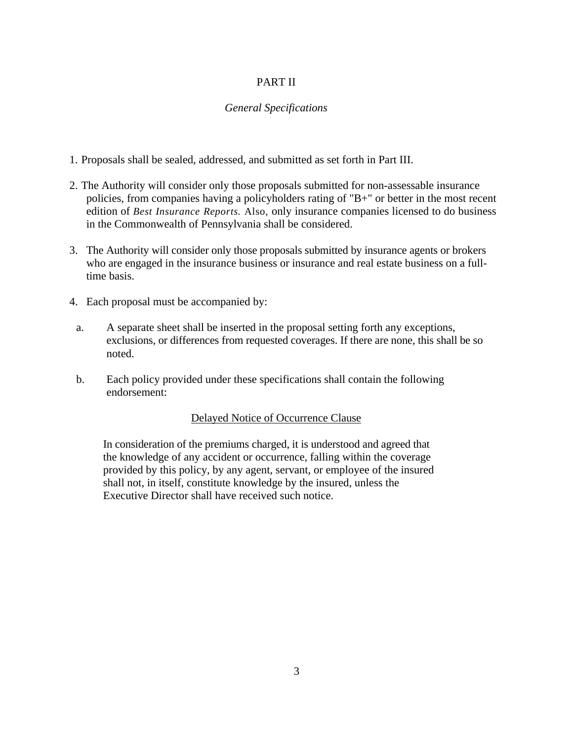# PART II

## *General Specifications*

1. Proposals shall be sealed, addressed, and submitted as set forth in Part III.

2. The Authority will consider only those proposals submitted for non-assessable insurance policies, from companies having a policyholders rating of "B+" or better in the most recent edition of *Best Insurance Reports.* Also, only insurance companies licensed to do business in the Commonwealth of Pennsylvania shall be considered.

3. The Authority will consider only those proposals submitted by insurance agents or brokers who are engaged in the insurance business or insurance and real estate business on a full-time basis.

4. Each proposal must be accompanied by:

   a. A separate sheet shall be inserted in the proposal setting forth any exceptions, exclusions, or differences from requested coverages. If there are none, this shall be so noted.

   b. Each policy provided under these specifications shall contain the following endorsement:

<u>Delayed Notice of Occurrence Clause</u>

In consideration of the premiums charged, it is understood and agreed that the knowledge of any accident or occurrence, falling within the coverage provided by this policy, by any agent, servant, or employee of the insured shall not, in itself, constitute knowledge by the insured, unless the Executive Director shall have received such notice.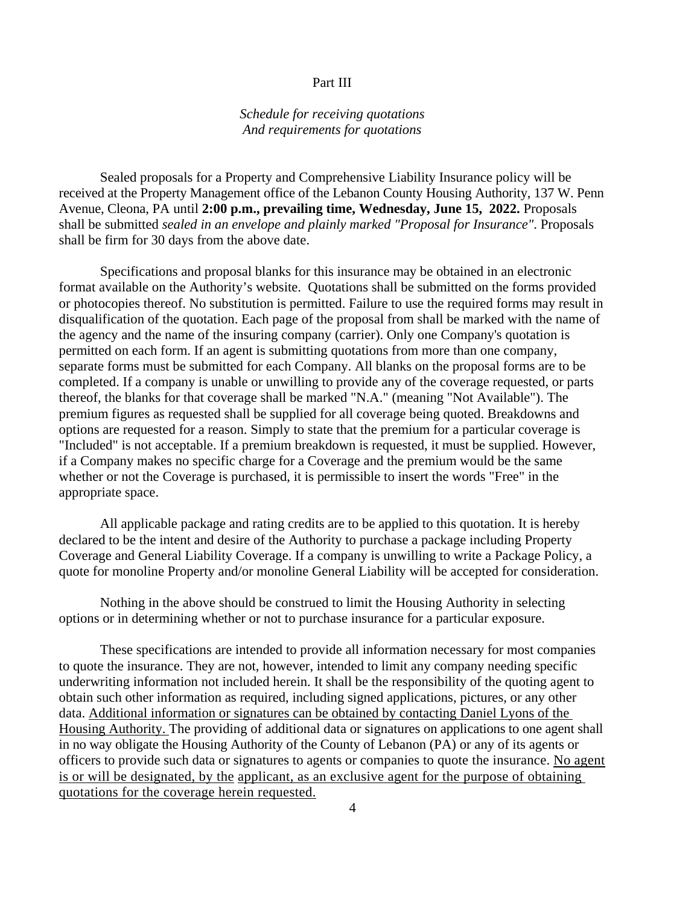# Part III

*Schedule for receiving quotations*
*And requirements for quotations*

Sealed proposals for a Property and Comprehensive Liability Insurance policy will be received at the Property Management office of the Lebanon County Housing Authority, 137 W. Penn Avenue, Cleona, PA until **2:00 p.m., prevailing time, Wednesday, June 15, 2022.** Proposals shall be submitted *sealed in an envelope and plainly marked "Proposal for Insurance".* Proposals shall be firm for 30 days from the above date.

Specifications and proposal blanks for this insurance may be obtained in an electronic format available on the Authority's website. Quotations shall be submitted on the forms provided or photocopies thereof. No substitution is permitted. Failure to use the required forms may result in disqualification of the quotation. Each page of the proposal from shall be marked with the name of the agency and the name of the insuring company (carrier). Only one Company's quotation is permitted on each form. If an agent is submitting quotations from more than one company, separate forms must be submitted for each Company. All blanks on the proposal forms are to be completed. If a company is unable or unwilling to provide any of the coverage requested, or parts thereof, the blanks for that coverage shall be marked "N.A." (meaning "Not Available"). The premium figures as requested shall be supplied for all coverage being quoted. Breakdowns and options are requested for a reason. Simply to state that the premium for a particular coverage is "Included" is not acceptable. If a premium breakdown is requested, it must be supplied. However, if a Company makes no specific charge for a Coverage and the premium would be the same whether or not the Coverage is purchased, it is permissible to insert the words "Free" in the appropriate space.

All applicable package and rating credits are to be applied to this quotation. It is hereby declared to be the intent and desire of the Authority to purchase a package including Property Coverage and General Liability Coverage. If a company is unwilling to write a Package Policy, a quote for monoline Property and/or monoline General Liability will be accepted for consideration.

Nothing in the above should be construed to limit the Housing Authority in selecting options or in determining whether or not to purchase insurance for a particular exposure.

These specifications are intended to provide all information necessary for most companies to quote the insurance. They are not, however, intended to limit any company needing specific underwriting information not included herein. It shall be the responsibility of the quoting agent to obtain such other information as required, including signed applications, pictures, or any other data. Additional information or signatures can be obtained by contacting Daniel Lyons of the Housing Authority. The providing of additional data or signatures on applications to one agent shall in no way obligate the Housing Authority of the County of Lebanon (PA) or any of its agents or officers to provide such data or signatures to agents or companies to quote the insurance. No agent is or will be designated, by the applicant, as an exclusive agent for the purpose of obtaining quotations for the coverage herein requested.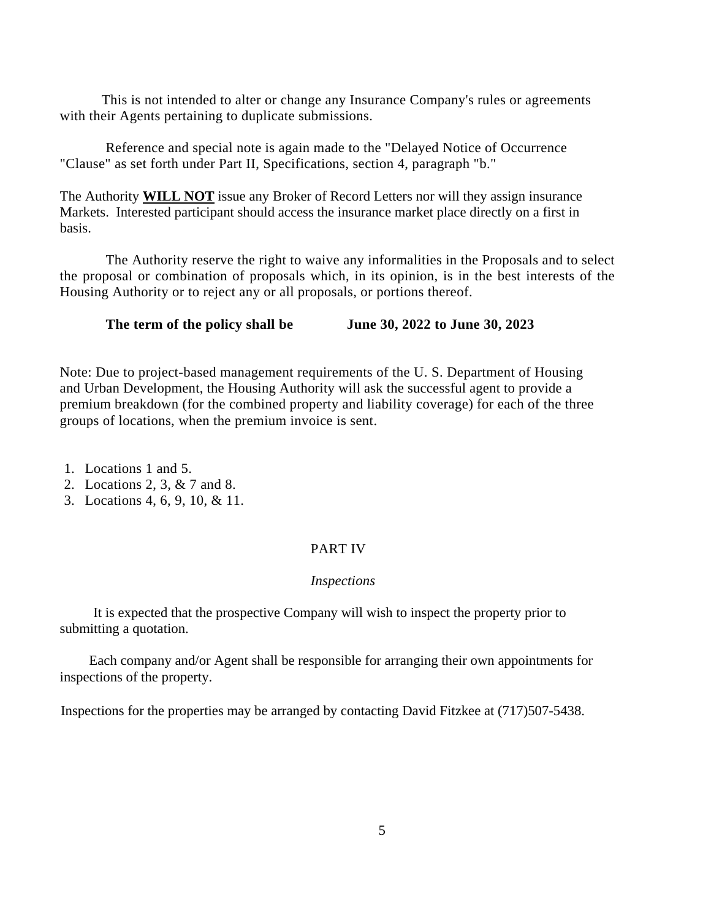This is not intended to alter or change any Insurance Company's rules or agreements with their Agents pertaining to duplicate submissions.

Reference and special note is again made to the "Delayed Notice of Occurrence "Clause" as set forth under Part II, Specifications, section 4, paragraph "b."

The Authority **WILL NOT** issue any Broker of Record Letters nor will they assign insurance Markets. Interested participant should access the insurance market place directly on a first in basis.

The Authority reserve the right to waive any informalities in the Proposals and to select the proposal or combination of proposals which, in its opinion, is in the best interests of the Housing Authority or to reject any or all proposals, or portions thereof.

**The term of the policy shall be June 30, 2022 to June 30, 2023**

Note: Due to project-based management requirements of the U. S. Department of Housing and Urban Development, the Housing Authority will ask the successful agent to provide a premium breakdown (for the combined property and liability coverage) for each of the three groups of locations, when the premium invoice is sent.

1. Locations 1 and 5.
2. Locations 2, 3, & 7 and 8.
3. Locations 4, 6, 9, 10, & 11.

## PART IV

### *Inspections*

It is expected that the prospective Company will wish to inspect the property prior to submitting a quotation.

Each company and/or Agent shall be responsible for arranging their own appointments for inspections of the property.

Inspections for the properties may be arranged by contacting David Fitzkee at (717)507-5438.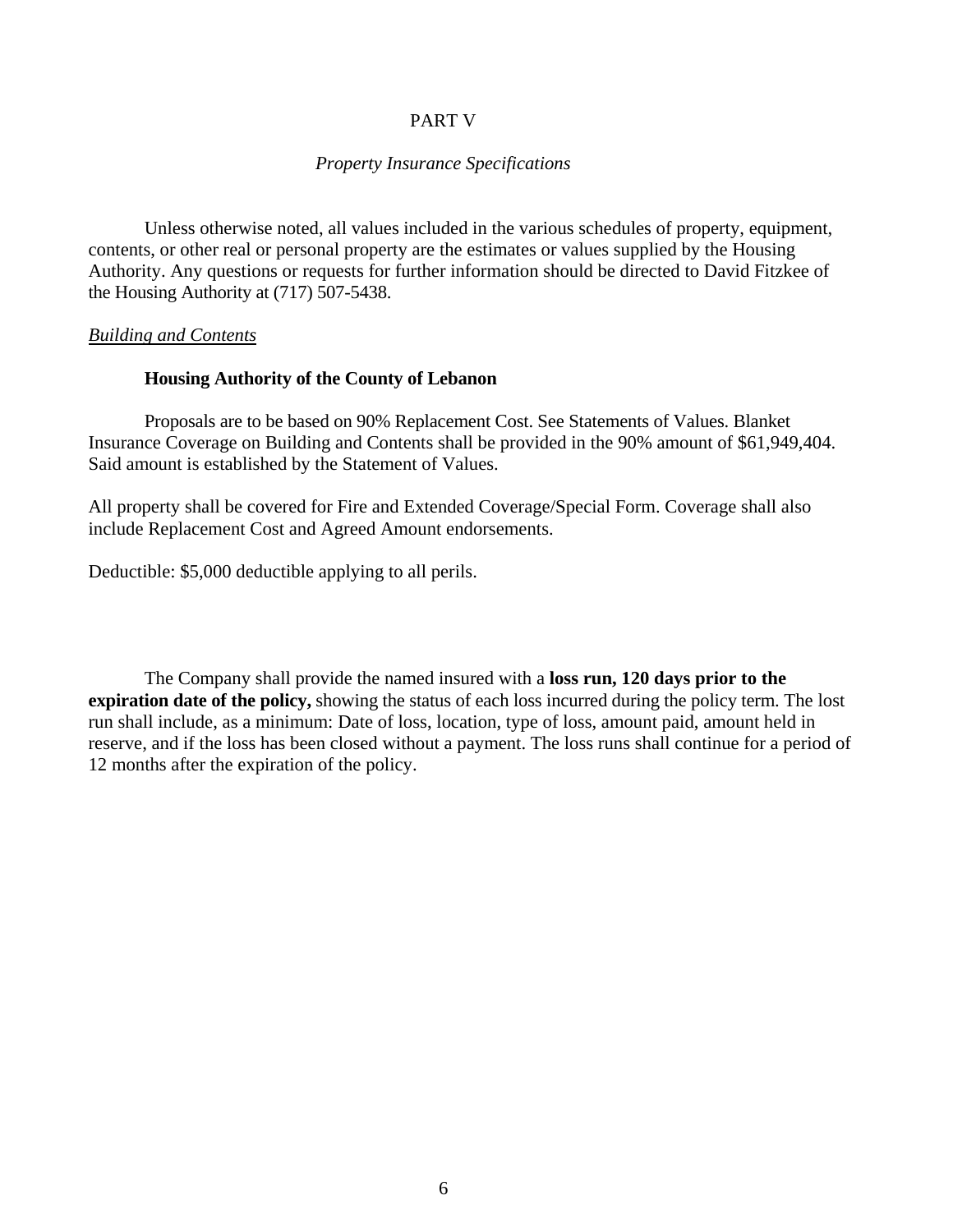# PART V

## *Property Insurance Specifications*

Unless otherwise noted, all values included in the various schedules of property, equipment, contents, or other real or personal property are the estimates or values supplied by the Housing Authority. Any questions or requests for further information should be directed to David Fitzkee of the Housing Authority at (717) 507-5438.

### *Building and Contents*

**Housing Authority of the County of Lebanon**

Proposals are to be based on 90% Replacement Cost. See Statements of Values. Blanket Insurance Coverage on Building and Contents shall be provided in the 90% amount of $61,949,404. Said amount is established by the Statement of Values.

All property shall be covered for Fire and Extended Coverage/Special Form. Coverage shall also include Replacement Cost and Agreed Amount endorsements.

Deductible: $5,000 deductible applying to all perils.

The Company shall provide the named insured with a **loss run, 120 days prior to the expiration date of the policy,** showing the status of each loss incurred during the policy term. The lost run shall include, as a minimum: Date of loss, location, type of loss, amount paid, amount held in reserve, and if the loss has been closed without a payment. The loss runs shall continue for a period of 12 months after the expiration of the policy.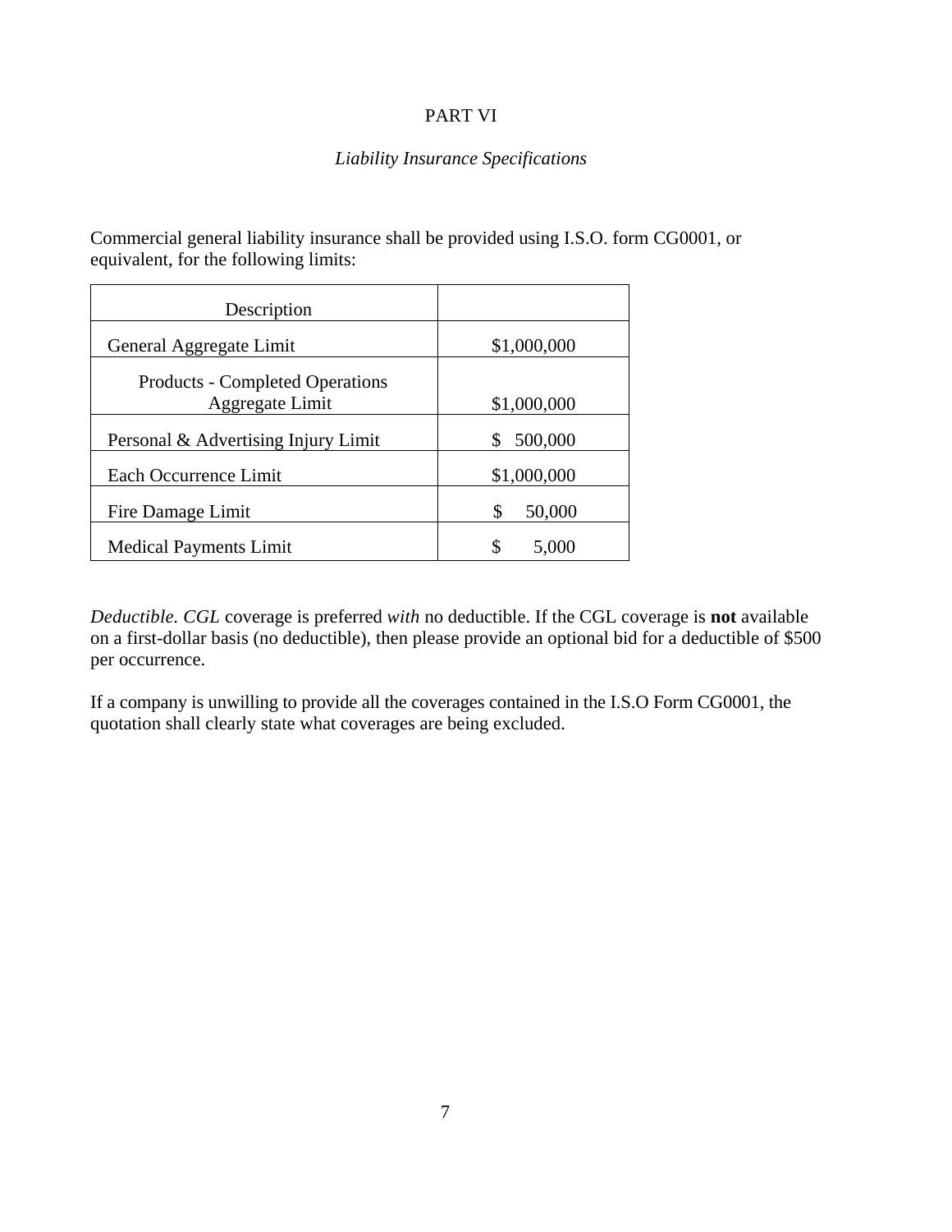# PART VI

## *Liability Insurance Specifications*

Commercial general liability insurance shall be provided using I.S.O. form CG0001, or equivalent, for the following limits:

| Description | |
|---|---|
| General Aggregate Limit | $1,000,000 |
| Products - Completed Operations Aggregate Limit | $1,000,000 |
| Personal & Advertising Injury Limit | $ 500,000 |
| Each Occurrence Limit | $1,000,000 |
| Fire Damage Limit | $ 50,000 |
| Medical Payments Limit | $ 5,000 |

*Deductible. CGL* coverage is preferred *with* no deductible. If the CGL coverage is **not** available on a first-dollar basis (no deductible), then please provide an optional bid for a deductible of $500 per occurrence.

If a company is unwilling to provide all the coverages contained in the I.S.O Form CG0001, the quotation shall clearly state what coverages are being excluded.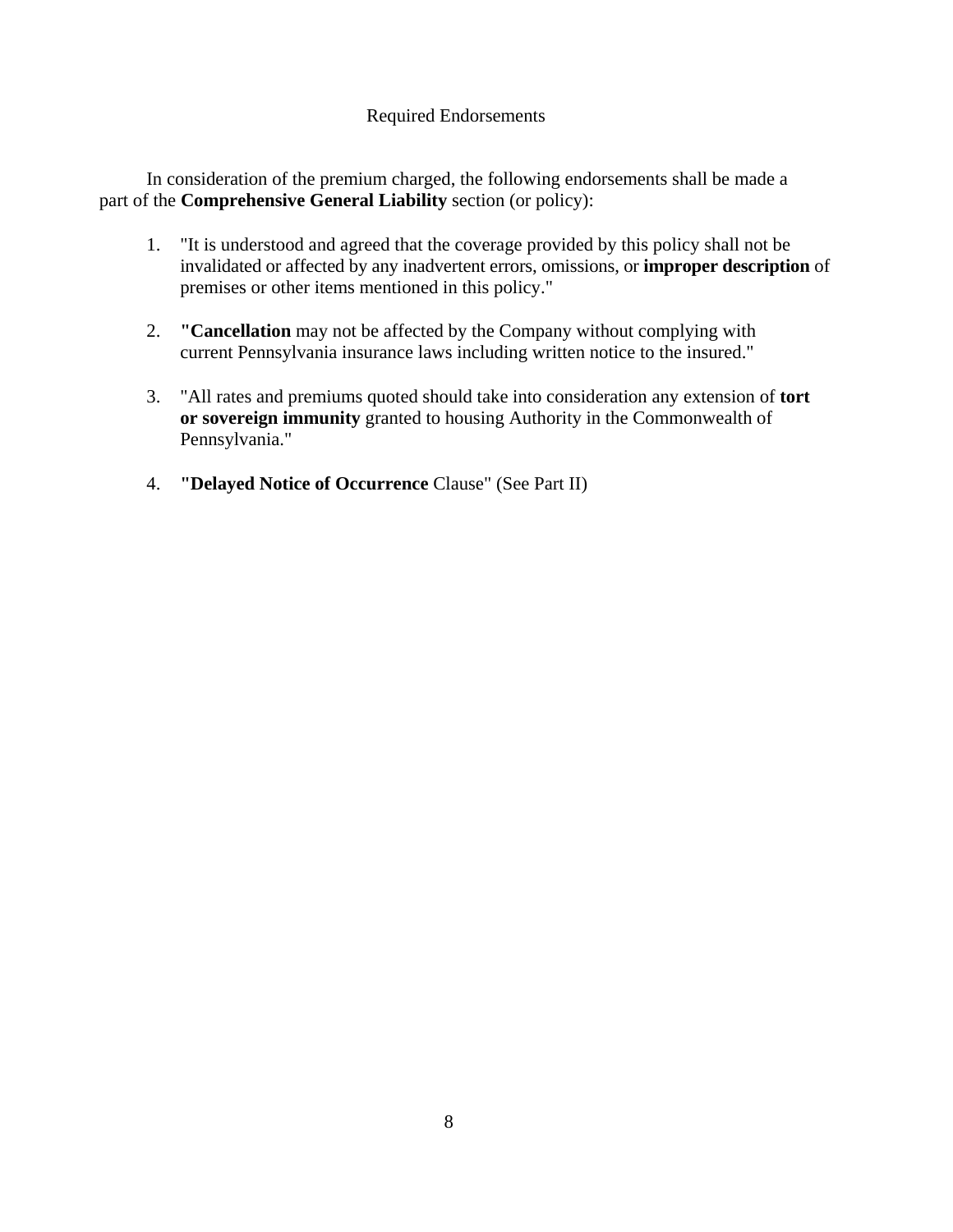## Required Endorsements

In consideration of the premium charged, the following endorsements shall be made a part of the **Comprehensive General Liability** section (or policy):

1. "It is understood and agreed that the coverage provided by this policy shall not be invalidated or affected by any inadvertent errors, omissions, or **improper description** of premises or other items mentioned in this policy."

2. **"Cancellation** may not be affected by the Company without complying with current Pennsylvania insurance laws including written notice to the insured."

3. "All rates and premiums quoted should take into consideration any extension of **tort or sovereign immunity** granted to housing Authority in the Commonwealth of Pennsylvania."

4. **"Delayed Notice of Occurrence** Clause" (See Part II)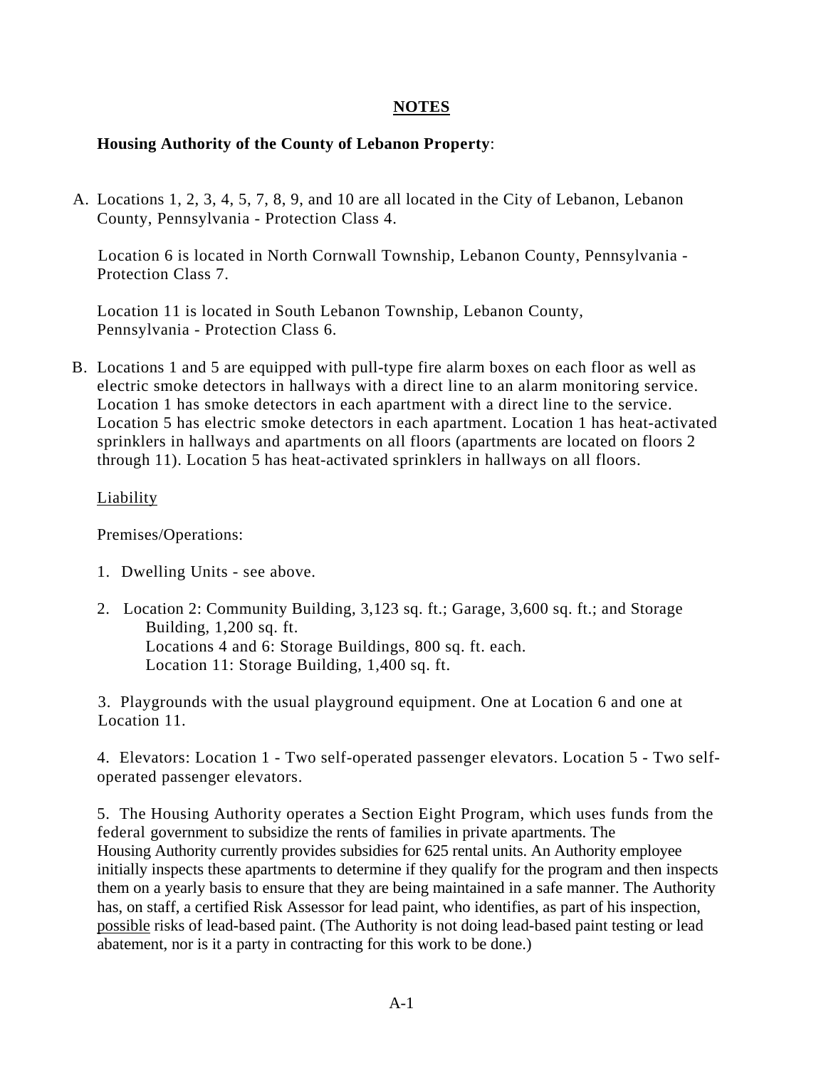## NOTES

**Housing Authority of the County of Lebanon Property**:

A. Locations 1, 2, 3, 4, 5, 7, 8, 9, and 10 are all located in the City of Lebanon, Lebanon County, Pennsylvania - Protection Class 4.

Location 6 is located in North Cornwall Township, Lebanon County, Pennsylvania - Protection Class 7.

Location 11 is located in South Lebanon Township, Lebanon County, Pennsylvania - Protection Class 6.

B. Locations 1 and 5 are equipped with pull-type fire alarm boxes on each floor as well as electric smoke detectors in hallways with a direct line to an alarm monitoring service. Location 1 has smoke detectors in each apartment with a direct line to the service. Location 5 has electric smoke detectors in each apartment. Location 1 has heat-activated sprinklers in hallways and apartments on all floors (apartments are located on floors 2 through 11). Location 5 has heat-activated sprinklers in hallways on all floors.

Liability

Premises/Operations:

1. Dwelling Units - see above.

2. Location 2: Community Building, 3,123 sq. ft.; Garage, 3,600 sq. ft.; and Storage Building, 1,200 sq. ft.
   Locations 4 and 6: Storage Buildings, 800 sq. ft. each.
   Location 11: Storage Building, 1,400 sq. ft.

3. Playgrounds with the usual playground equipment. One at Location 6 and one at Location 11.

4. Elevators: Location 1 - Two self-operated passenger elevators. Location 5 - Two self-operated passenger elevators.

5. The Housing Authority operates a Section Eight Program, which uses funds from the federal government to subsidize the rents of families in private apartments. The Housing Authority currently provides subsidies for 625 rental units. An Authority employee initially inspects these apartments to determine if they qualify for the program and then inspects them on a yearly basis to ensure that they are being maintained in a safe manner. The Authority has, on staff, a certified Risk Assessor for lead paint, who identifies, as part of his inspection, possible risks of lead-based paint. (The Authority is not doing lead-based paint testing or lead abatement, nor is it a party in contracting for this work to be done.)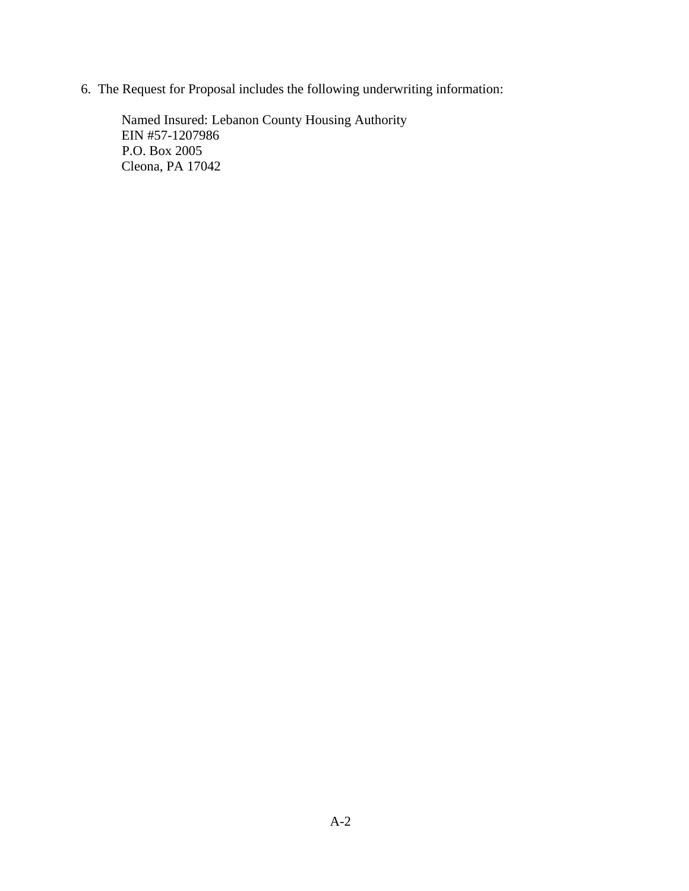6. The Request for Proposal includes the following underwriting information:

   Named Insured: Lebanon County Housing Authority  
   EIN #57-1207986  
   P.O. Box 2005  
   Cleona, PA 17042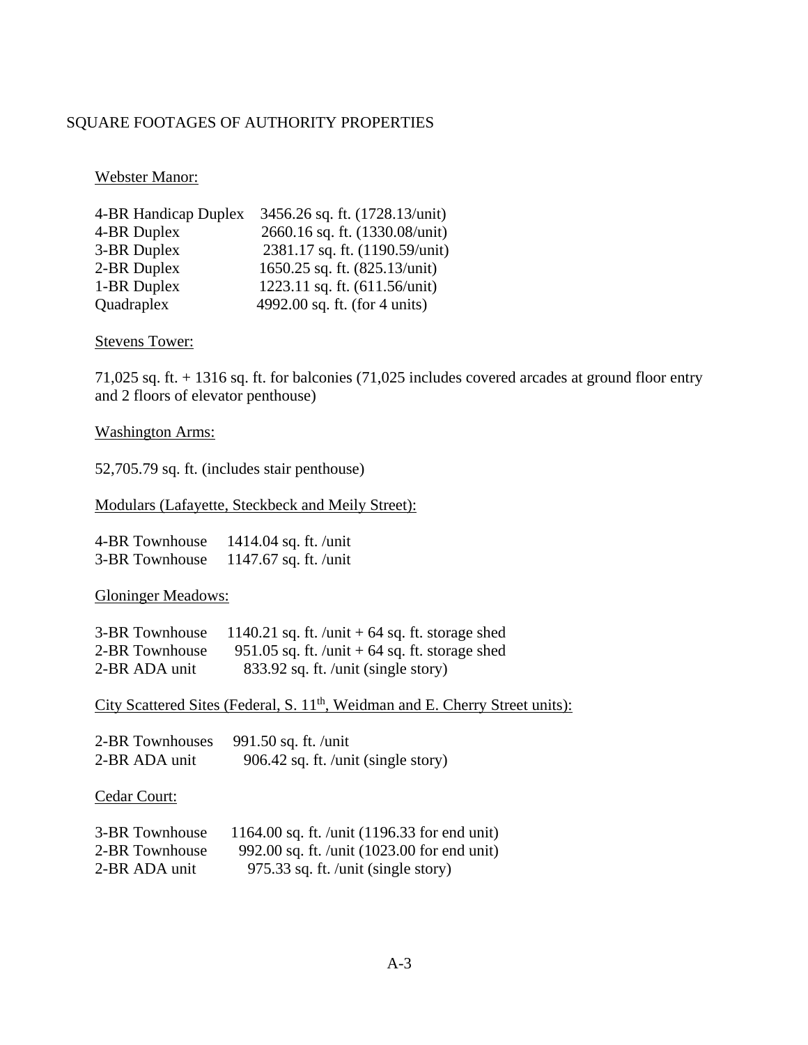# SQUARE FOOTAGES OF AUTHORITY PROPERTIES

<u>Webster Manor:</u>

| | |
|---|---|
| 4-BR Handicap Duplex | 3456.26 sq. ft. (1728.13/unit) |
| 4-BR Duplex | 2660.16 sq. ft. (1330.08/unit) |
| 3-BR Duplex | 2381.17 sq. ft. (1190.59/unit) |
| 2-BR Duplex | 1650.25 sq. ft. (825.13/unit) |
| 1-BR Duplex | 1223.11 sq. ft. (611.56/unit) |
| Quadraplex | 4992.00 sq. ft. (for 4 units) |

<u>Stevens Tower:</u>

71,025 sq. ft. + 1316 sq. ft. for balconies (71,025 includes covered arcades at ground floor entry and 2 floors of elevator penthouse)

<u>Washington Arms:</u>

52,705.79 sq. ft. (includes stair penthouse)

<u>Modulars (Lafayette, Steckbeck and Meily Street):</u>

| | |
|---|---|
| 4-BR Townhouse | 1414.04 sq. ft. /unit |
| 3-BR Townhouse | 1147.67 sq. ft. /unit |

<u>Gloninger Meadows:</u>

| | |
|---|---|
| 3-BR Townhouse | 1140.21 sq. ft. /unit + 64 sq. ft. storage shed |
| 2-BR Townhouse | 951.05 sq. ft. /unit + 64 sq. ft. storage shed |
| 2-BR ADA unit | 833.92 sq. ft. /unit (single story) |

<u>City Scattered Sites (Federal, S. 11th, Weidman and E. Cherry Street units):</u>

| | |
|---|---|
| 2-BR Townhouses | 991.50 sq. ft. /unit |
| 2-BR ADA unit | 906.42 sq. ft. /unit (single story) |

<u>Cedar Court:</u>

| | |
|---|---|
| 3-BR Townhouse | 1164.00 sq. ft. /unit (1196.33 for end unit) |
| 2-BR Townhouse | 992.00 sq. ft. /unit (1023.00 for end unit) |
| 2-BR ADA unit | 975.33 sq. ft. /unit (single story) |

A-3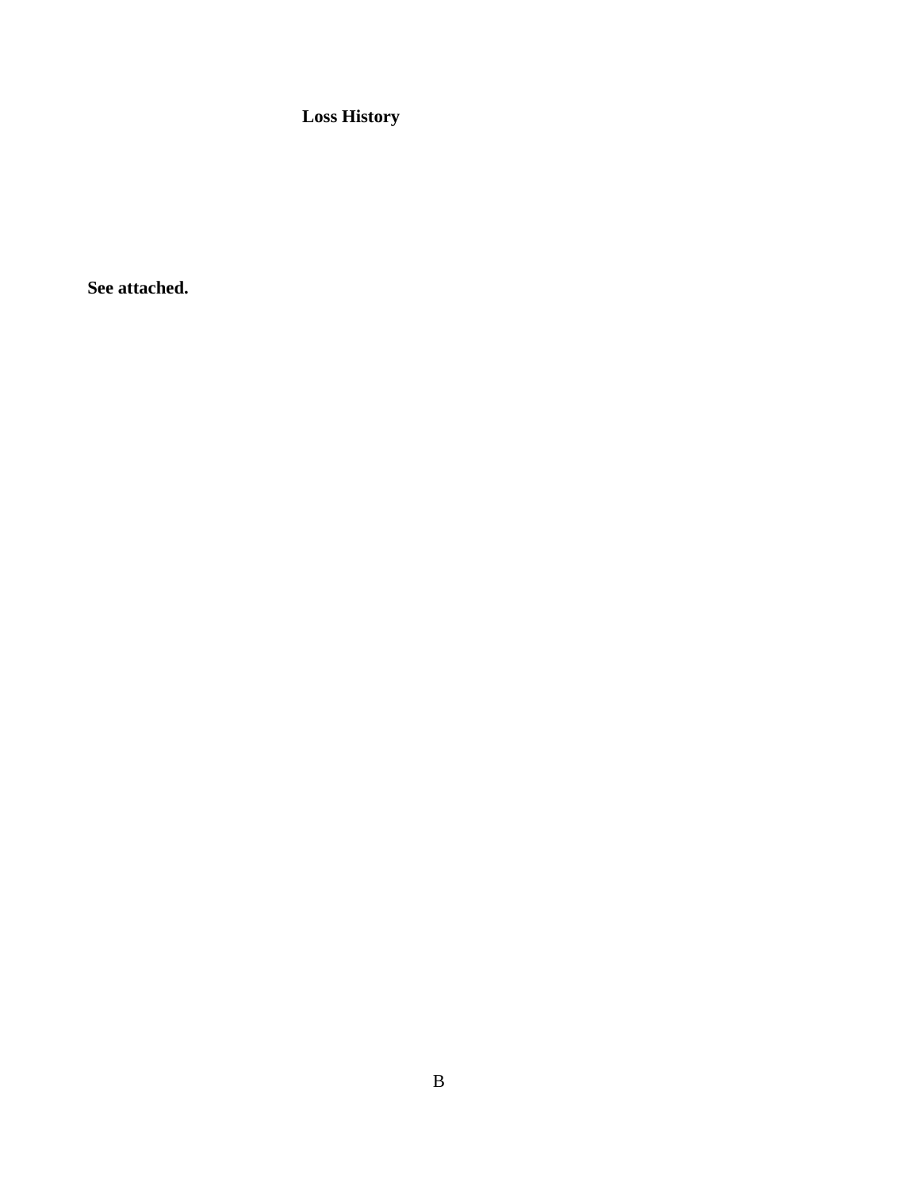**Loss History**

**See attached.**

B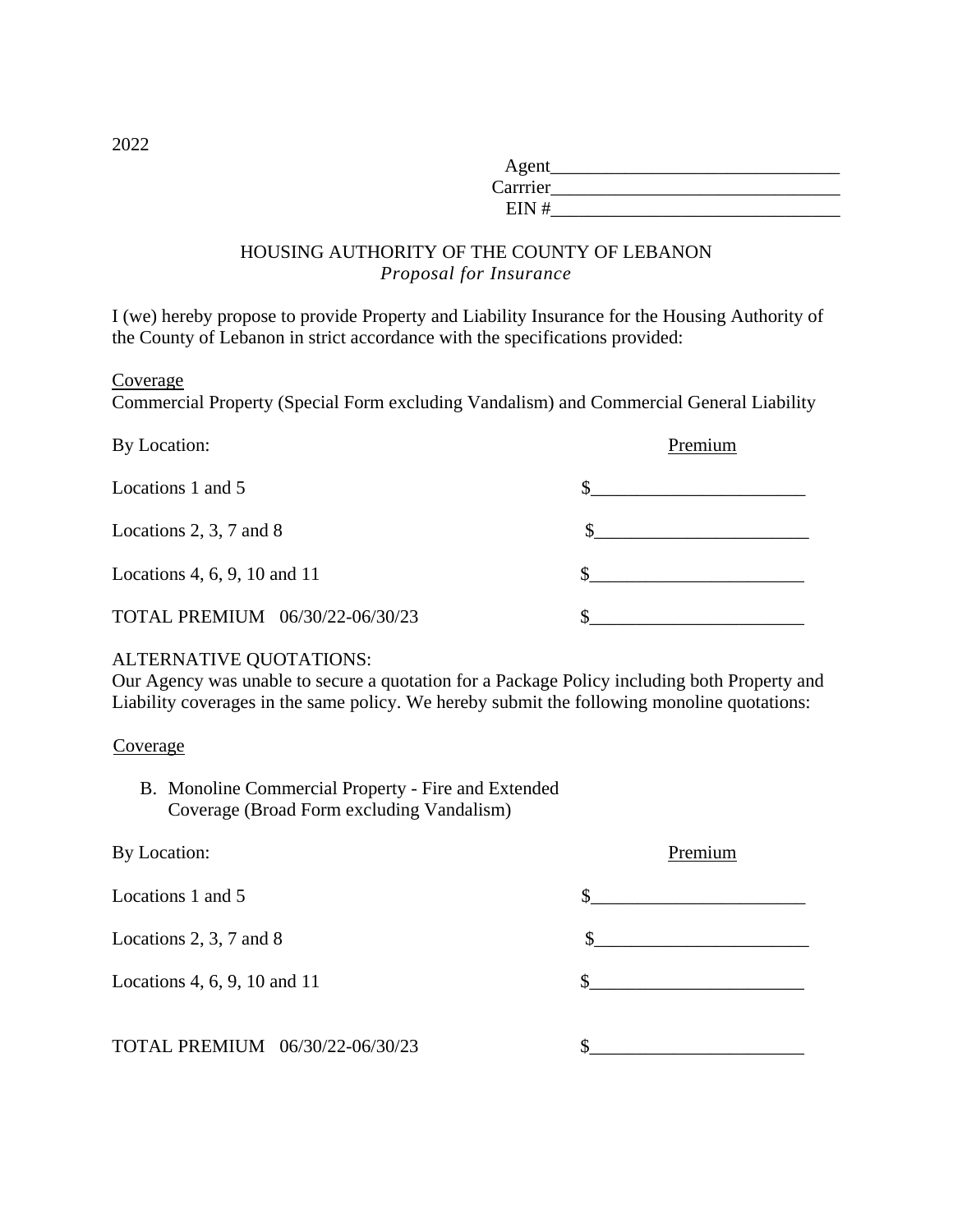2022

Agent_______________________________
Carrrier_______________________________
EIN #_______________________________

HOUSING AUTHORITY OF THE COUNTY OF LEBANON
*Proposal for Insurance*

I (we) hereby propose to provide Property and Liability Insurance for the Housing Authority of the County of Lebanon in strict accordance with the specifications provided:

<u>Coverage</u>
Commercial Property (Special Form excluding Vandalism) and Commercial General Liability

| By Location: | <u>Premium</u> |
|---|---|
| Locations 1 and 5 | $_______________________ |
| Locations 2, 3, 7 and 8 | $_______________________ |
| Locations 4, 6, 9, 10 and 11 | $_______________________ |
| TOTAL PREMIUM 06/30/22-06/30/23 | $_______________________ |

ALTERNATIVE QUOTATIONS:
Our Agency was unable to secure a quotation for a Package Policy including both Property and Liability coverages in the same policy. We hereby submit the following monoline quotations:

<u>Coverage</u>

B. Monoline Commercial Property - Fire and Extended Coverage (Broad Form excluding Vandalism)

| By Location: | <u>Premium</u> |
|---|---|
| Locations 1 and 5 | $_______________________ |
| Locations 2, 3, 7 and 8 | $_______________________ |
| Locations 4, 6, 9, 10 and 11 | $_______________________ |
| TOTAL PREMIUM 06/30/22-06/30/23 | $_______________________ |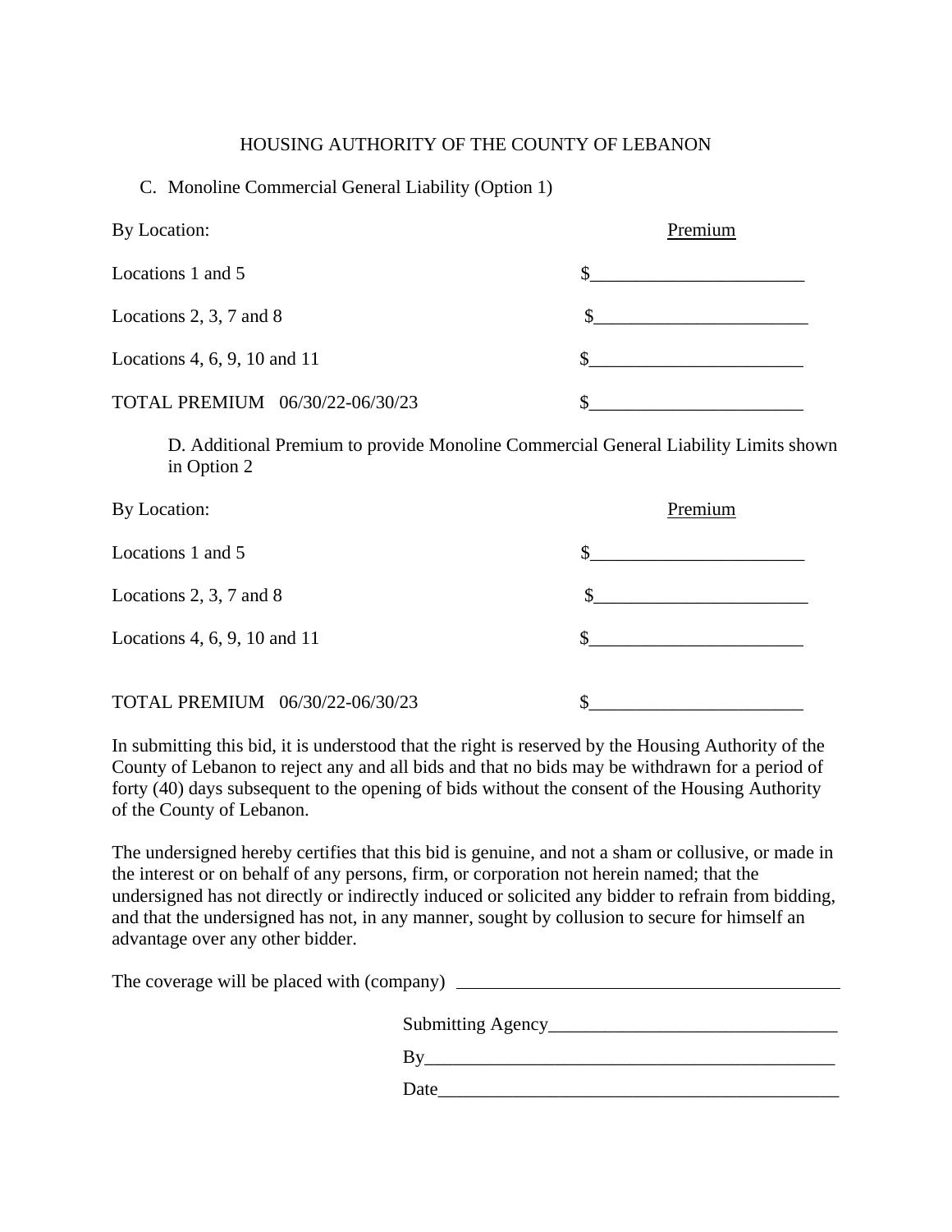HOUSING AUTHORITY OF THE COUNTY OF LEBANON

C. Monoline Commercial General Liability (Option 1)

| By Location: | Premium |
|---|---|
| Locations 1 and 5 | $_______________________ |
| Locations 2, 3, 7 and 8 | $_______________________ |
| Locations 4, 6, 9, 10 and 11 | $_______________________ |
| TOTAL PREMIUM 06/30/22-06/30/23 | $_______________________ |

D. Additional Premium to provide Monoline Commercial General Liability Limits shown in Option 2

| By Location: | Premium |
|---|---|
| Locations 1 and 5 | $_______________________ |
| Locations 2, 3, 7 and 8 | $_______________________ |
| Locations 4, 6, 9, 10 and 11 | $_______________________ |
| TOTAL PREMIUM 06/30/22-06/30/23 | $_______________________ |

In submitting this bid, it is understood that the right is reserved by the Housing Authority of the County of Lebanon to reject any and all bids and that no bids may be withdrawn for a period of forty (40) days subsequent to the opening of bids without the consent of the Housing Authority of the County of Lebanon.

The undersigned hereby certifies that this bid is genuine, and not a sham or collusive, or made in the interest or on behalf of any persons, firm, or corporation not herein named; that the undersigned has not directly or indirectly induced or solicited any bidder to refrain from bidding, and that the undersigned has not, in any manner, sought by collusion to secure for himself an advantage over any other bidder.

The coverage will be placed with (company) ___________________________________________

Submitting Agency_______________________________

By_____________________________________________

Date____________________________________________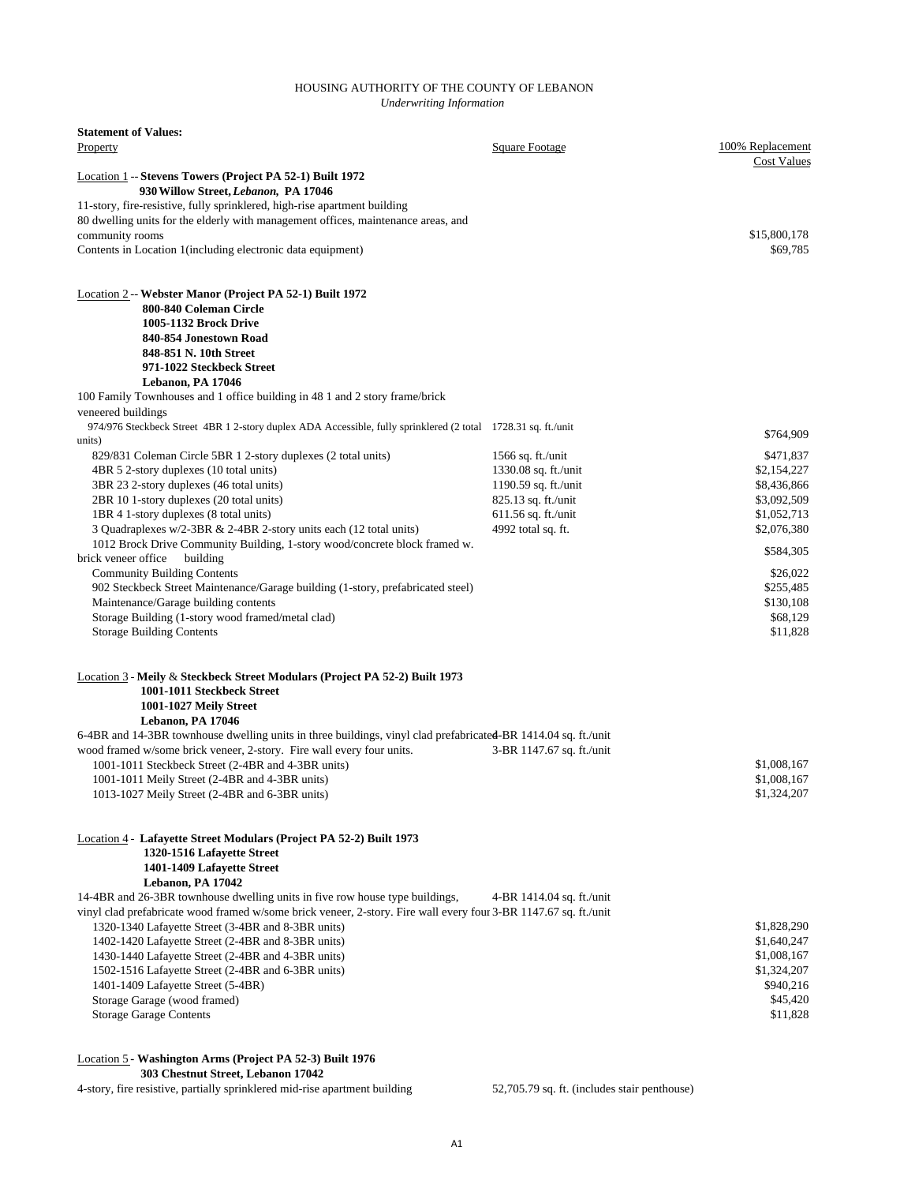HOUSING AUTHORITY OF THE COUNTY OF LEBANON

*Underwriting Information*

**Statement of Values:**

| Property | Square Footage | 100% Replacement Cost Values |
|---|---|---|
| Location 1 -- **Stevens Towers (Project PA 52-1) Built 1972** | | |
| **930 Willow Street, *Lebanon,* PA 17046** | | |
| 11-story, fire-resistive, fully sprinklered, high-rise apartment building | | |
| 80 dwelling units for the elderly with management offices, maintenance areas, and community rooms | | $15,800,178 |
| Contents in Location 1(including electronic data equipment) | | $69,785 |
| | | |
| Location 2 -- **Webster Manor (Project PA 52-1) Built 1972** | | |
| **800-840 Coleman Circle** | | |
| **1005-1132 Brock Drive** | | |
| **840-854 Jonestown Road** | | |
| **848-851 N. 10th Street** | | |
| **971-1022 Steckbeck Street** | | |
| **Lebanon, PA 17046** | | |
| 100 Family Townhouses and 1 office building in 48 1 and 2 story frame/brick veneered buildings | | |
| 974/976 Steckbeck Street 4BR 1 2-story duplex ADA Accessible, fully sprinklered (2 total units) | 1728.31 sq. ft./unit | $764,909 |
| 829/831 Coleman Circle 5BR 1 2-story duplexes (2 total units) | 1566 sq. ft./unit | $471,837 |
| 4BR 5 2-story duplexes (10 total units) | 1330.08 sq. ft./unit | $2,154,227 |
| 3BR 23 2-story duplexes (46 total units) | 1190.59 sq. ft./unit | $8,436,866 |
| 2BR 10 1-story duplexes (20 total units) | 825.13 sq. ft./unit | $3,092,509 |
| 1BR 4 1-story duplexes (8 total units) | 611.56 sq. ft./unit | $1,052,713 |
| 3 Quadraplexes w/2-3BR & 2-4BR 2-story units each (12 total units) | 4992 total sq. ft. | $2,076,380 |
| 1012 Brock Drive Community Building, 1-story wood/concrete block framed w. brick veneer office building | | $584,305 |
| Community Building Contents | | $26,022 |
| 902 Steckbeck Street Maintenance/Garage building (1-story, prefabricated steel) | | $255,485 |
| Maintenance/Garage building contents | | $130,108 |
| Storage Building (1-story wood framed/metal clad) | | $68,129 |
| Storage Building Contents | | $11,828 |
| | | |
| Location 3 - **Meily & Steckbeck Street Modulars (Project PA 52-2) Built 1973** | | |
| **1001-1011 Steckbeck Street** | | |
| **1001-1027 Meily Street** | | |
| **Lebanon, PA 17046** | | |
| 6-4BR and 14-3BR townhouse dwelling units in three buildings, vinyl clad prefabricated wood framed w/some brick veneer, 2-story. Fire wall every four units. | 4-BR 1414.04 sq. ft./unit; 3-BR 1147.67 sq. ft./unit | |
| 1001-1011 Steckbeck Street (2-4BR and 4-3BR units) | | $1,008,167 |
| 1001-1011 Meily Street (2-4BR and 4-3BR units) | | $1,008,167 |
| 1013-1027 Meily Street (2-4BR and 6-3BR units) | | $1,324,207 |
| | | |
| Location 4 - **Lafayette Street Modulars (Project PA 52-2) Built 1973** | | |
| **1320-1516 Lafayette Street** | | |
| **1401-1409 Lafayette Street** | | |
| **Lebanon, PA 17042** | | |
| 14-4BR and 26-3BR townhouse dwelling units in five row house type buildings, vinyl clad prefabricate wood framed w/some brick veneer, 2-story. Fire wall every four | 4-BR 1414.04 sq. ft./unit; 3-BR 1147.67 sq. ft./unit | |
| 1320-1340 Lafayette Street (3-4BR and 8-3BR units) | | $1,828,290 |
| 1402-1420 Lafayette Street (2-4BR and 8-3BR units) | | $1,640,247 |
| 1430-1440 Lafayette Street (2-4BR and 4-3BR units) | | $1,008,167 |
| 1502-1516 Lafayette Street (2-4BR and 6-3BR units) | | $1,324,207 |
| 1401-1409 Lafayette Street (5-4BR) | | $940,216 |
| Storage Garage (wood framed) | | $45,420 |
| Storage Garage Contents | | $11,828 |
| | | |
| Location 5 - **Washington Arms (Project PA 52-3) Built 1976** | | |
| **303 Chestnut Street, Lebanon 17042** | | |
| 4-story, fire resistive, partially sprinklered mid-rise apartment building | 52,705.79 sq. ft. (includes stair penthouse) | |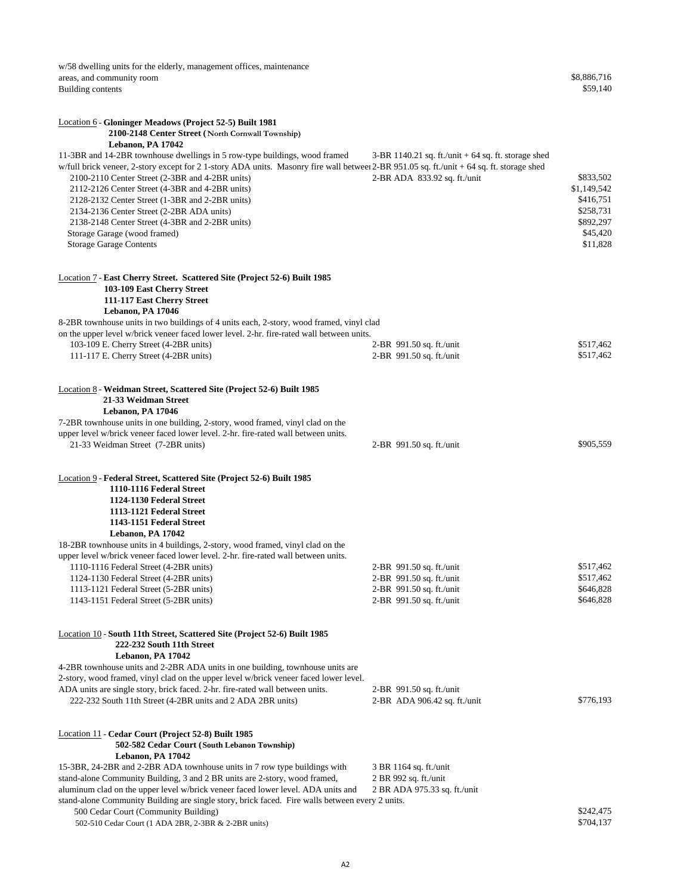w/58 dwelling units for the elderly, management offices, maintenance areas, and community room — $8,886,716

Building contents — $59,140

Location 6 - **Gloninger Meadows (Project 52-5) Built 1981**
**2100-2148 Center Street (North Cornwall Township)**
**Lebanon, PA 17042**

11-3BR and 14-2BR townhouse dwellings in 5 row-type buildings, wood framed w/full brick veneer, 2-story except for 2 1-story ADA units. Masonry fire wall between

3-BR 1140.21 sq. ft./unit + 64 sq. ft. storage shed
2-BR 951.05 sq. ft./unit + 64 sq. ft. storage shed
2-BR ADA 833.92 sq. ft./unit

| | |
|---|---|
| 2100-2110 Center Street (2-3BR and 4-2BR units) | $833,502 |
| 2112-2126 Center Street (4-3BR and 4-2BR units) | $1,149,542 |
| 2128-2132 Center Street (1-3BR and 2-2BR units) | $416,751 |
| 2134-2136 Center Street (2-2BR ADA units) | $258,731 |
| 2138-2148 Center Street (4-3BR and 2-2BR units) | $892,297 |
| Storage Garage (wood framed) | $45,420 |
| Storage Garage Contents | $11,828 |

Location 7 - **East Cherry Street. Scattered Site (Project 52-6) Built 1985**
**103-109 East Cherry Street**
**111-117 East Cherry Street**
**Lebanon, PA 17046**

8-2BR townhouse units in two buildings of 4 units each, 2-story, wood framed, vinyl clad on the upper level w/brick veneer faced lower level. 2-hr. fire-rated wall between units.

| | | |
|---|---|---|
| 103-109 E. Cherry Street (4-2BR units) | 2-BR 991.50 sq. ft./unit | $517,462 |
| 111-117 E. Cherry Street (4-2BR units) | 2-BR 991.50 sq. ft./unit | $517,462 |

Location 8 - **Weidman Street, Scattered Site (Project 52-6) Built 1985**
**21-33 Weidman Street**
**Lebanon, PA 17046**

7-2BR townhouse units in one building, 2-story, wood framed, vinyl clad on the upper level w/brick veneer faced lower level. 2-hr. fire-rated wall between units.

| | | |
|---|---|---|
| 21-33 Weidman Street (7-2BR units) | 2-BR 991.50 sq. ft./unit | $905,559 |

Location 9 - **Federal Street, Scattered Site (Project 52-6) Built 1985**
**1110-1116 Federal Street**
**1124-1130 Federal Street**
**1113-1121 Federal Street**
**1143-1151 Federal Street**
**Lebanon, PA 17042**

18-2BR townhouse units in 4 buildings, 2-story, wood framed, vinyl clad on the upper level w/brick veneer faced lower level. 2-hr. fire-rated wall between units.

| | | |
|---|---|---|
| 1110-1116 Federal Street (4-2BR units) | 2-BR 991.50 sq. ft./unit | $517,462 |
| 1124-1130 Federal Street (4-2BR units) | 2-BR 991.50 sq. ft./unit | $517,462 |
| 1113-1121 Federal Street (5-2BR units) | 2-BR 991.50 sq. ft./unit | $646,828 |
| 1143-1151 Federal Street (5-2BR units) | 2-BR 991.50 sq. ft./unit | $646,828 |

Location 10 - **South 11th Street, Scattered Site (Project 52-6) Built 1985**
**222-232 South 11th Street**
**Lebanon, PA 17042**

4-2BR townhouse units and 2-2BR ADA units in one building, townhouse units are 2-story, wood framed, vinyl clad on the upper level w/brick veneer faced lower level. ADA units are single story, brick faced. 2-hr. fire-rated wall between units.

2-BR 991.50 sq. ft./unit
2-BR ADA 906.42 sq. ft./unit

| | |
|---|---|
| 222-232 South 11th Street (4-2BR units and 2 ADA 2BR units) | $776,193 |

Location 11 - **Cedar Court (Project 52-8) Built 1985**
**502-582 Cedar Court (South Lebanon Township)**
**Lebanon, PA 17042**

15-3BR, 24-2BR and 2-2BR ADA townhouse units in 7 row type buildings with stand-alone Community Building, 3 and 2 BR units are 2-story, wood framed, aluminum clad on the upper level w/brick veneer faced lower level. ADA units and stand-alone Community Building are single story, brick faced. Fire walls between every 2 units.

3 BR 1164 sq. ft./unit
2 BR 992 sq. ft./unit
2 BR ADA 975.33 sq. ft./unit

| | |
|---|---|
| 500 Cedar Court (Community Building) | $242,475 |
| 502-510 Cedar Court (1 ADA 2BR, 2-3BR & 2-2BR units) | $704,137 |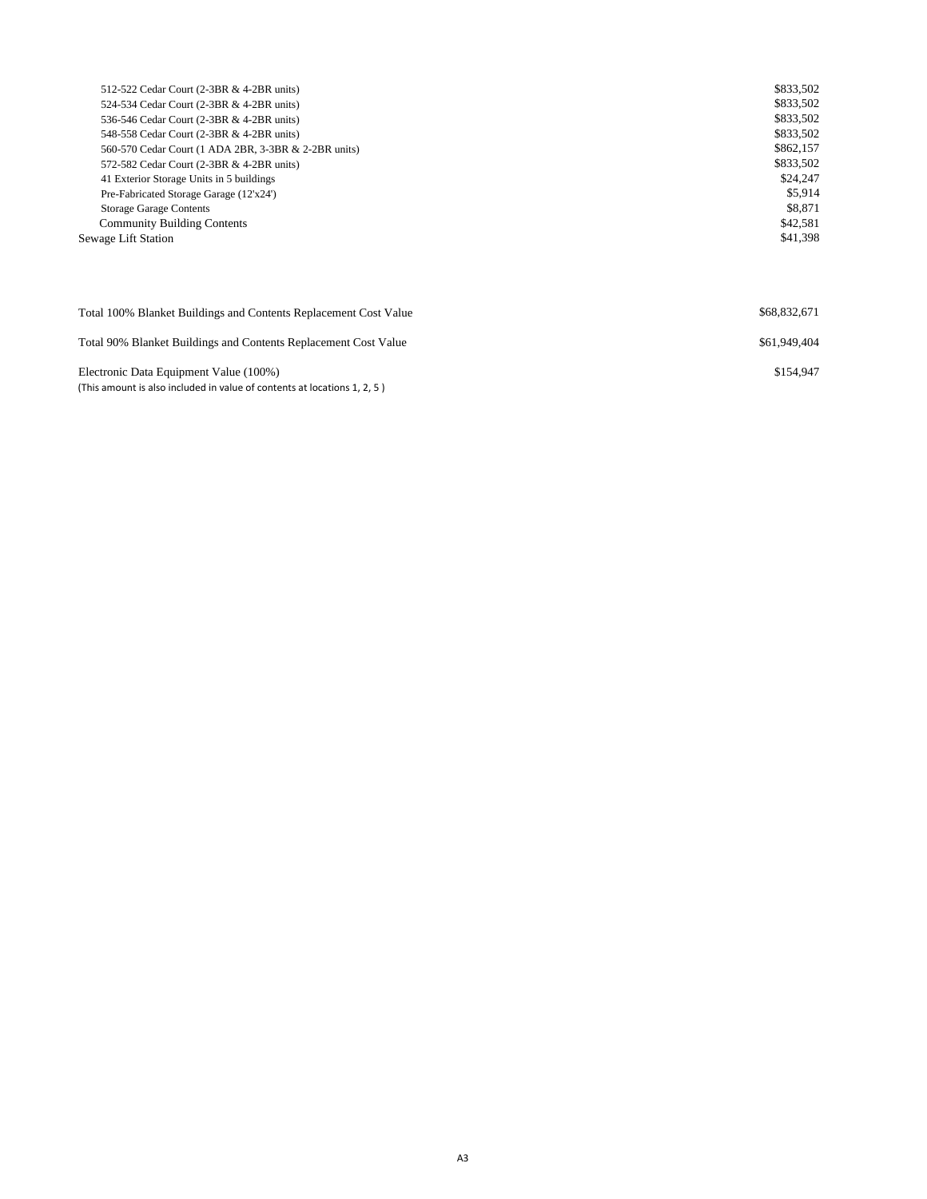| | |
|---|---|
| 512-522 Cedar Court (2-3BR & 4-2BR units) | $833,502 |
| 524-534 Cedar Court (2-3BR & 4-2BR units) | $833,502 |
| 536-546 Cedar Court (2-3BR & 4-2BR units) | $833,502 |
| 548-558 Cedar Court (2-3BR & 4-2BR units) | $833,502 |
| 560-570 Cedar Court (1 ADA 2BR, 3-3BR & 2-2BR units) | $862,157 |
| 572-582 Cedar Court (2-3BR & 4-2BR units) | $833,502 |
| 41 Exterior Storage Units in 5 buildings | $24,247 |
| Pre-Fabricated Storage Garage (12'x24') | $5,914 |
| Storage Garage Contents | $8,871 |
| Community Building Contents | $42,581 |
| Sewage Lift Station | $41,398 |

| | |
|---|---|
| Total 100% Blanket Buildings and Contents Replacement Cost Value | $68,832,671 |
| Total 90% Blanket Buildings and Contents Replacement Cost Value | $61,949,404 |
| Electronic Data Equipment Value (100%) | $154,947 |

(This amount is also included in value of contents at locations 1, 2, 5 )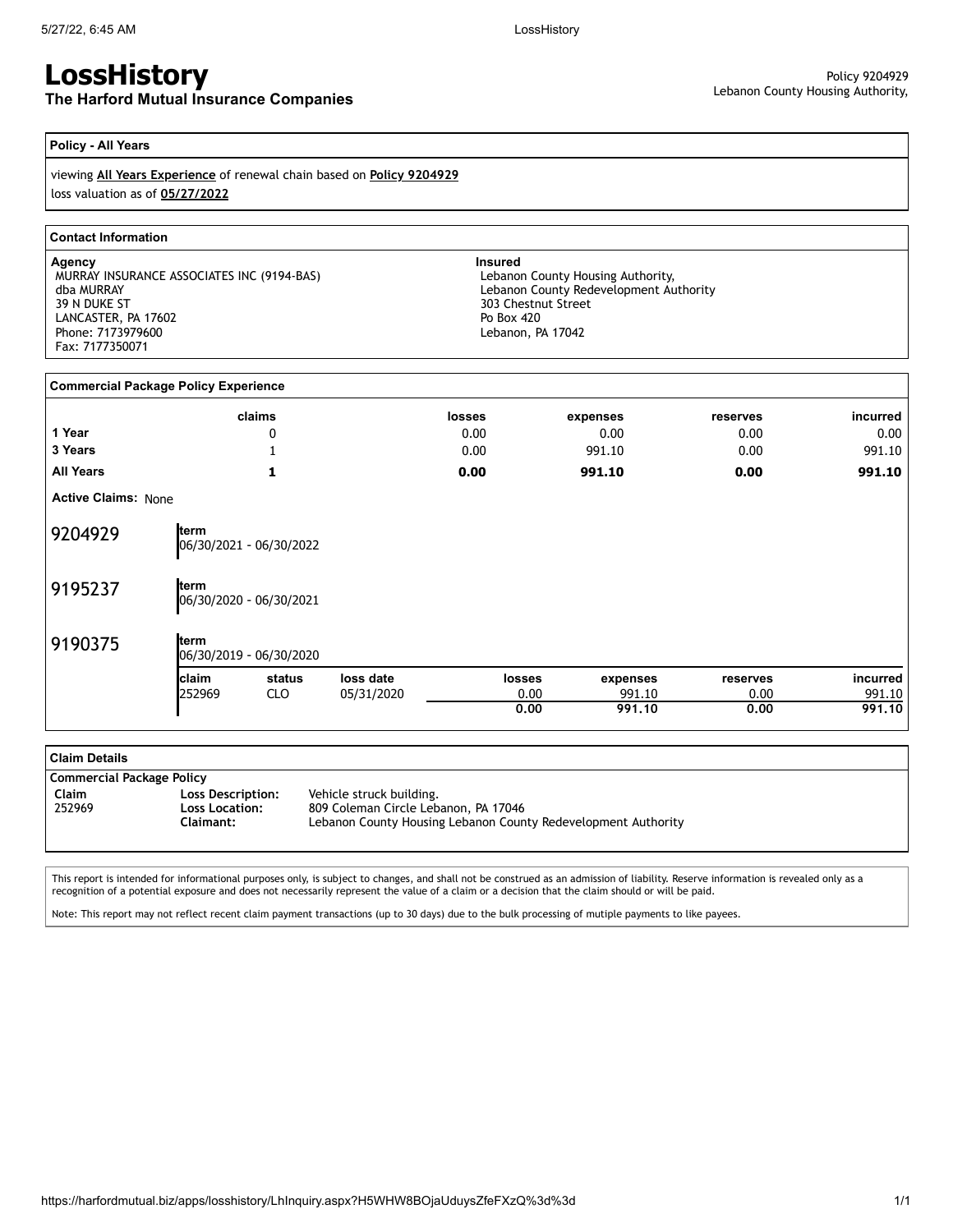# LossHistory

## The Harford Mutual Insurance Companies

Policy 9204929
Lebanon County Housing Authority,

### Policy - All Years

viewing **All Years Experience** of renewal chain based on **Policy 9204929**
loss valuation as of **05/27/2022**

### Contact Information

**Agency**
MURRAY INSURANCE ASSOCIATES INC (9194-BAS)
dba MURRAY
39 N DUKE ST
LANCASTER, PA 17602
Phone: 7173979600
Fax: 7177350071

**Insured**
Lebanon County Housing Authority,
Lebanon County Redevelopment Authority
303 Chestnut Street
Po Box 420
Lebanon, PA 17042

### Commercial Package Policy Experience

| | claims | losses | expenses | reserves | incurred |
|---|---|---|---|---|---|
| **1 Year** | 0 | 0.00 | 0.00 | 0.00 | 0.00 |
| **3 Years** | 1 | 0.00 | 991.10 | 0.00 | 991.10 |
| **All Years** | **1** | **0.00** | **991.10** | **0.00** | **991.10** |

**Active Claims:** None

**9204929** — term 06/30/2021 - 06/30/2022

**9195237** — term 06/30/2020 - 06/30/2021

**9190375** — term 06/30/2019 - 06/30/2020

| claim | status | loss date | losses | expenses | reserves | incurred |
|---|---|---|---|---|---|---|
| 252969 | CLO | 05/31/2020 | 0.00 | 991.10 | 0.00 | 991.10 |
| | | | **0.00** | **991.10** | **0.00** | **991.10** |

### Claim Details

**Commercial Package Policy**

| Claim | | |
|---|---|---|
| 252969 | **Loss Description:** | Vehicle struck building. |
| | **Loss Location:** | 809 Coleman Circle Lebanon, PA 17046 |
| | **Claimant:** | Lebanon County Housing Lebanon County Redevelopment Authority |

This report is intended for informational purposes only, is subject to changes, and shall not be construed as an admission of liability. Reserve information is revealed only as a recognition of a potential exposure and does not necessarily represent the value of a claim or a decision that the claim should or will be paid.

Note: This report may not reflect recent claim payment transactions (up to 30 days) due to the bulk processing of mutiple payments to like payees.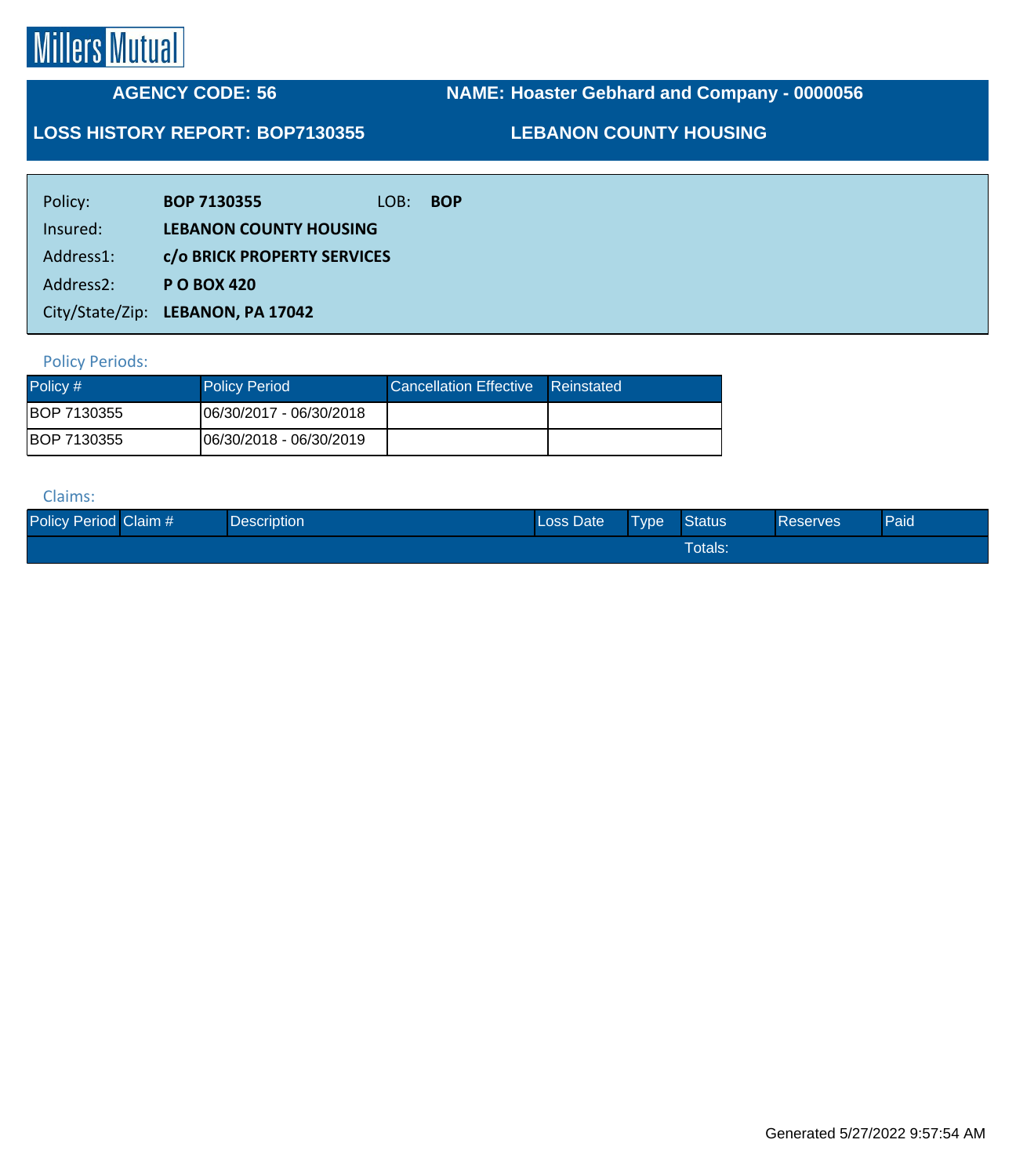Millers Mutual

**AGENCY CODE: 56** | **NAME: Hoaster Gebhard and Company - 0000056**

**LOSS HISTORY REPORT: BOP7130355** | **LEBANON COUNTY HOUSING**

| | | | |
|---|---|---|---|
| Policy: | **BOP 7130355** | LOB: | **BOP** |
| Insured: | **LEBANON COUNTY HOUSING** | | |
| Address1: | **c/o BRICK PROPERTY SERVICES** | | |
| Address2: | **P O BOX 420** | | |
| City/State/Zip: | **LEBANON, PA 17042** | | |

Policy Periods:

| Policy # | Policy Period | Cancellation Effective | Reinstated |
|---|---|---|---|
| BOP 7130355 | 06/30/2017 - 06/30/2018 | | |
| BOP 7130355 | 06/30/2018 - 06/30/2019 | | |

Claims:

| Policy Period | Claim # | Description | Loss Date | Type | Status | Reserves | Paid |
|---|---|---|---|---|---|---|---|
| | | | | | Totals: | | |

Generated 5/27/2022 9:57:54 AM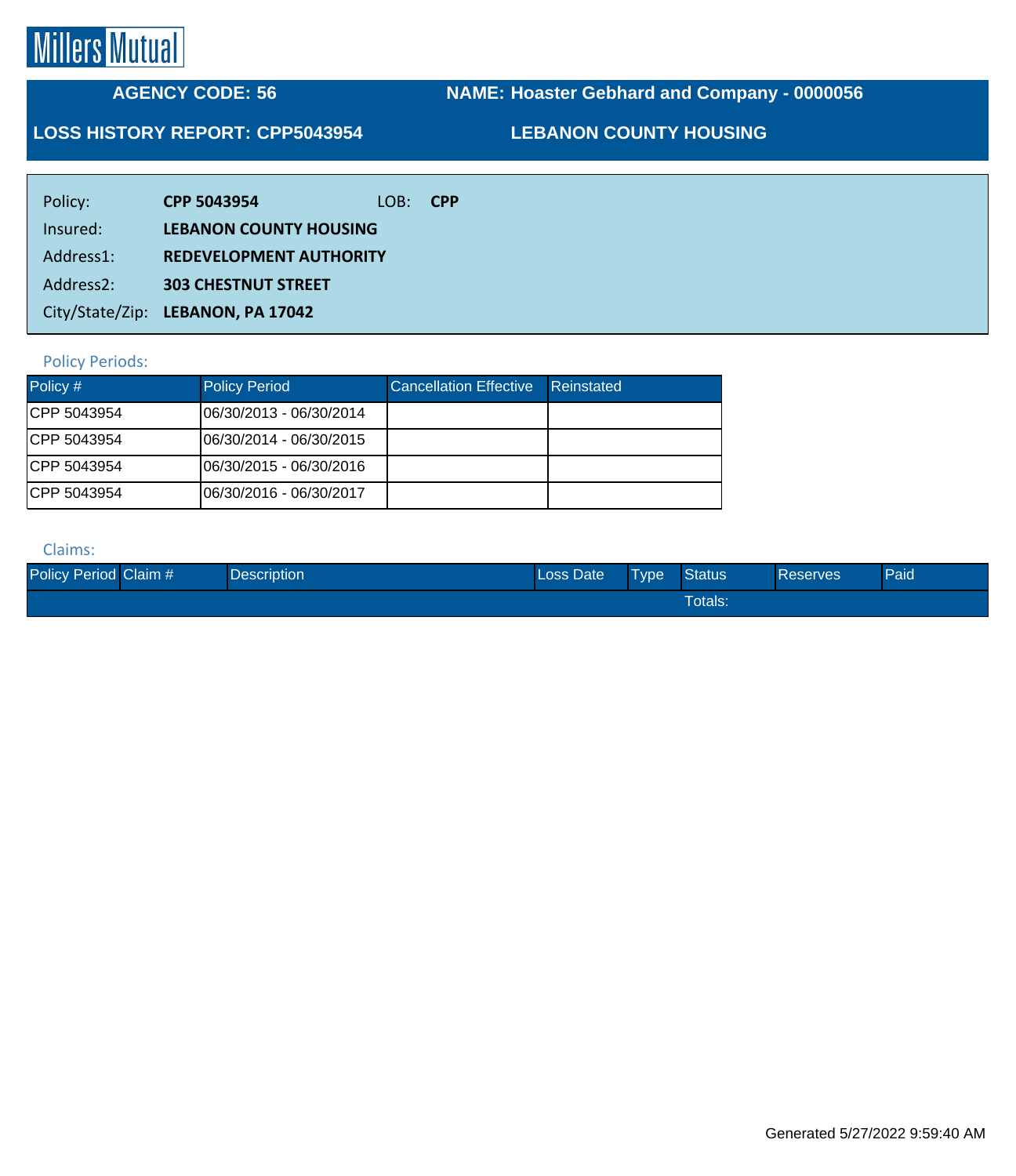Millers Mutual

**AGENCY CODE: 56** **NAME: Hoaster Gebhard and Company - 0000056**

**LOSS HISTORY REPORT: CPP5043954** **LEBANON COUNTY HOUSING**

| | | | |
|---|---|---|---|
| Policy: | **CPP 5043954** | LOB: | **CPP** |
| Insured: | **LEBANON COUNTY HOUSING** | | |
| Address1: | **REDEVELOPMENT AUTHORITY** | | |
| Address2: | **303 CHESTNUT STREET** | | |
| City/State/Zip: | **LEBANON, PA 17042** | | |

Policy Periods:

| Policy # | Policy Period | Cancellation Effective | Reinstated |
|---|---|---|---|
| CPP 5043954 | 06/30/2013 - 06/30/2014 | | |
| CPP 5043954 | 06/30/2014 - 06/30/2015 | | |
| CPP 5043954 | 06/30/2015 - 06/30/2016 | | |
| CPP 5043954 | 06/30/2016 - 06/30/2017 | | |

Claims:

| Policy Period | Claim # | Description | Loss Date | Type | Status | Reserves | Paid |
|---|---|---|---|---|---|---|---|
| | | | | | Totals: | | |

Generated 5/27/2022 9:59:40 AM